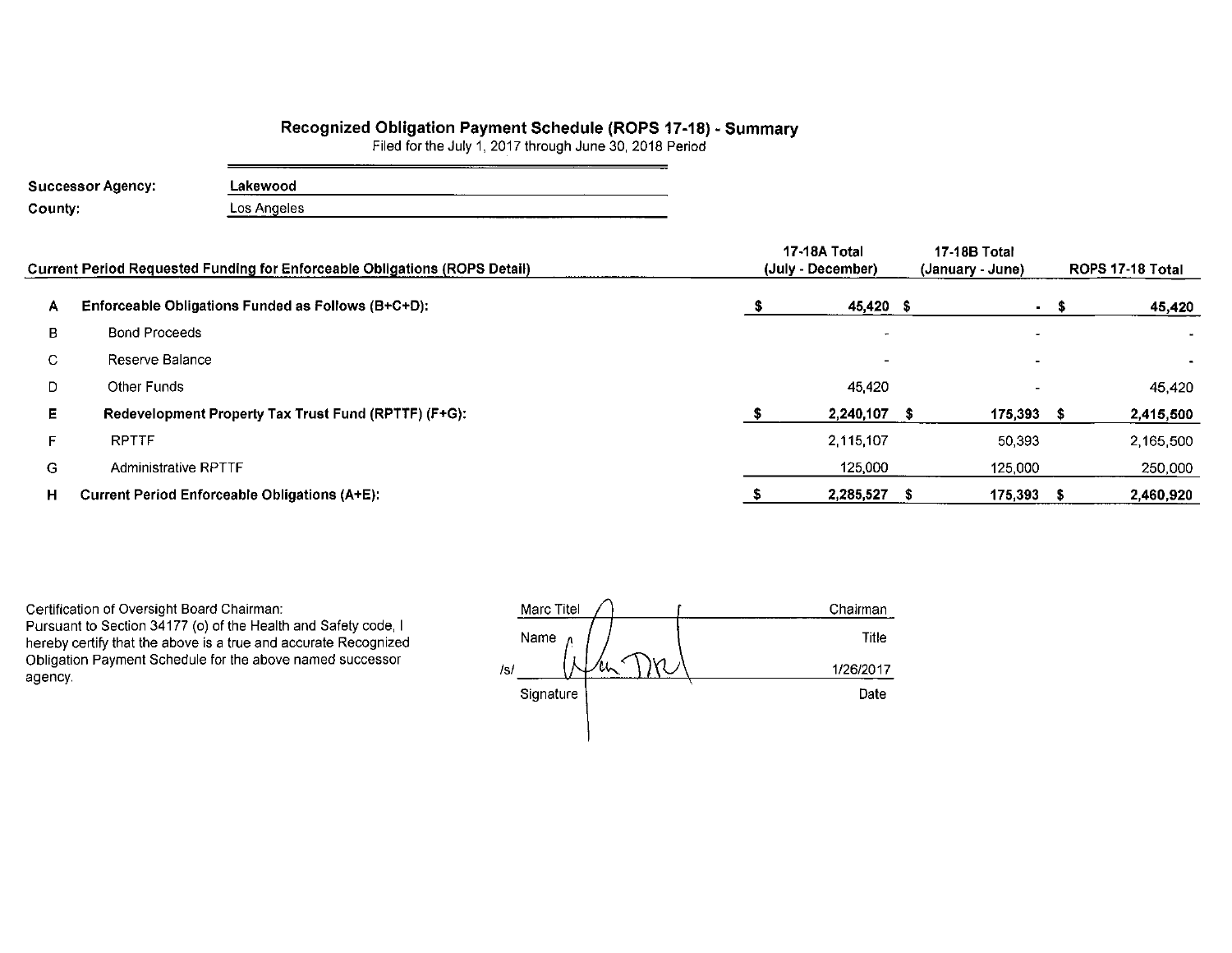# Recognized Obligation Payment Schedule (ROPS 17-18) - Summary

Filed for the July 1, 2017 through June 30, 2018 Period

**Successor Agency:** Lakewood

**County:** Los Angeles

| | Current Period Requested Funding for Enforceable Obligations (ROPS Detail) | 17-18A Total (July - December) | 17-18B Total (January - June) | ROPS 17-18 Total |
|---|---|---|---|---|
| A | **Enforceable Obligations Funded as Follows (B+C+D):** | **$ 45,420** | **$ -** | **$ 45,420** |
| B | Bond Proceeds | - | - | - |
| C | Reserve Balance | - | - | - |
| D | Other Funds | 45,420 | - | 45,420 |
| E | **Redevelopment Property Tax Trust Fund (RPTTF) (F+G):** | **$ 2,240,107** | **$ 175,393** | **$ 2,415,500** |
| F | RPTTF | 2,115,107 | 50,393 | 2,165,500 |
| G | Administrative RPTTF | 125,000 | 125,000 | 250,000 |
| H | **Current Period Enforceable Obligations (A+E):** | **$ 2,285,527** | **$ 175,393** | **$ 2,460,920** |

Certification of Oversight Board Chairman:
Pursuant to Section 34177 (o) of the Health and Safety code, I hereby certify that the above is a true and accurate Recognized Obligation Payment Schedule for the above named successor agency.

| Marc Titel | Chairman |
|---|---|
| Name | Title |
| /s/ | 1/26/2017 |
| Signature | Date |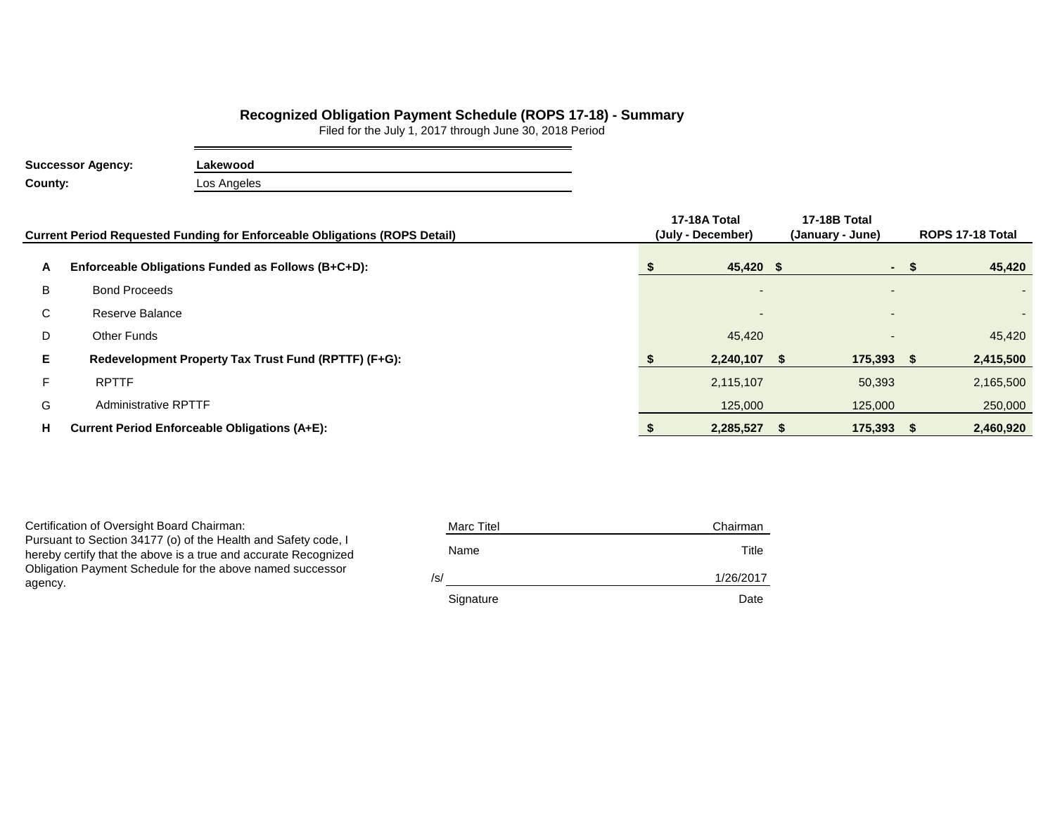## Recognized Obligation Payment Schedule (ROPS 17-18) - Summary

Filed for the July 1, 2017 through June 30, 2018 Period

**Successor Agency:** **Lakewood**

**County:** Los Angeles

| | **Current Period Requested Funding for Enforceable Obligations (ROPS Detail)** | **17-18A Total (July - December)** | **17-18B Total (January - June)** | **ROPS 17-18 Total** |
|---|---|---|---|---|
| **A** | **Enforceable Obligations Funded as Follows (B+C+D):** | **$ 45,420** | **$ -** | **$ 45,420** |
| B | Bond Proceeds | - | - | - |
| C | Reserve Balance | - | - | - |
| D | Other Funds | 45,420 | - | 45,420 |
| **E** | **Redevelopment Property Tax Trust Fund (RPTTF) (F+G):** | **$ 2,240,107** | **$ 175,393** | **$ 2,415,500** |
| F | RPTTF | 2,115,107 | 50,393 | 2,165,500 |
| G | Administrative RPTTF | 125,000 | 125,000 | 250,000 |
| **H** | **Current Period Enforceable Obligations (A+E):** | **$ 2,285,527** | **$ 175,393** | **$ 2,460,920** |

Certification of Oversight Board Chairman:
Pursuant to Section 34177 (o) of the Health and Safety code, I hereby certify that the above is a true and accurate Recognized Obligation Payment Schedule for the above named successor agency.

| Marc Titel | Chairman |
|---|---|
| Name | Title |
| /s/ | 1/26/2017 |
| Signature | Date |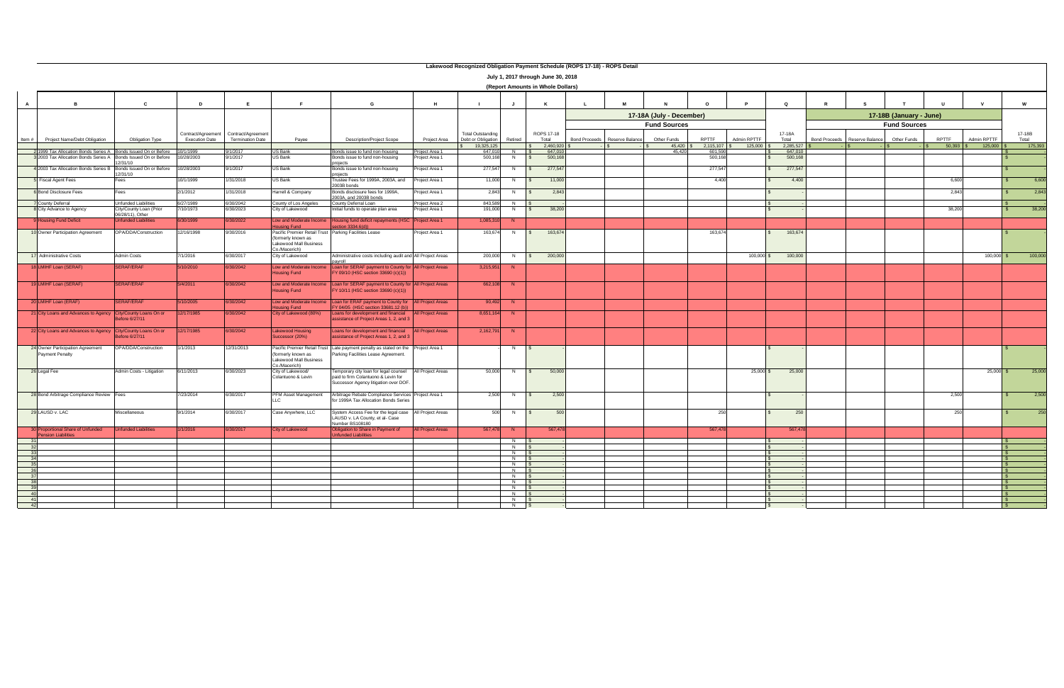# Lakewood Recognized Obligation Payment Schedule (ROPS 17-18) - ROPS Detail

## July 1, 2017 through June 30, 2018

### (Report Amounts in Whole Dollars)

| A | B | C | D | E | F | G | H | I | J | K | L | M | N | O | P | Q | R | S | T | U | V | W |
|---|---|---|---|---|---|---|---|---|---|---|---|---|---|---|---|---|---|---|---|---|---|---|
| | | | | | | | | | | | 17-18A (July - December) | | | | | | 17-18B (January - June) | | | | | |
| | | | | | | | | | | | Fund Sources | | | | | | Fund Sources | | | | | |
| Item # | Project Name/Debt Obligation | Obligation Type | Contract/Agreement Execution Date | Contract/Agreement Termination Date | Payee | Description/Project Scope | Project Area | Total Outstanding Debt or Obligation | Retired | ROPS 17-18 Total | Bond Proceeds | Reserve Balance | Other Funds | RPTTF | Admin RPTTF | 17-18A Total | Bond Proceeds | Reserve Balance | Other Funds | RPTTF | Admin RPTTF | 17-18B Total |
| | | | | | | | | $ 19,325,125 | | $ 2,460,920 | $ - | $ - | $ 45,420 | $ 2,115,107 | $ 125,000 | $ 2,285,527 | $ - | $ - | $ - | $ 50,393 | $ 125,000 | $ 175,393 |
| 2 | 1999 Tax Allocation Bonds Series A | Bonds Issued On or Before | 10/1/1999 | 9/1/2017 | US Bank | Bonds issue to fund non-housing | Project Area 1 | 647,010 | N | $ 647,010 | | | 45,420 | 601,590 | | $ 647,010 | | | | | | $ - |
| 3 | 2003 Tax Allocation Bonds Series A | Bonds Issued On or Before 12/31/10 | 10/28/2003 | 9/1/2017 | US Bank | Bonds issue to fund non-housing projects | Project Area 1 | 500,168 | N | $ 500,168 | | | | 500,168 | | $ 500,168 | | | | | | $ - |
| 4 | 2003 Tax Allocation Bonds Series B | Bonds Issued On or Before 12/31/10 | 10/28/2003 | 9/1/2017 | US Bank | Bonds issue to fund non-housing projects | Project Area 1 | 277,547 | N | $ 277,547 | | | | 277,547 | | $ 277,547 | | | | | | $ - |
| 5 | Fiscal Agent Fees | Fees | 10/1/1999 | 1/31/2018 | US Bank | Trustee Fees for 1999A, 2003A, and 2003B bonds | Project Area 1 | 11,000 | N | $ 11,000 | | | | 4,400 | | $ 4,400 | | | | 6,600 | | $ 6,600 |
| 6 | Bond Disclosure Fees | Fees | 2/1/2012 | 1/31/2018 | Harrell & Company | Bonds disclosure fees for 1999A, 2003A, and 2003B bonds | Project Area 1 | 2,843 | N | $ 2,843 | | | | | | $ - | | | | 2,843 | | $ 2,843 |
| 7 | County Deferral | Unfunded Liabilities | 6/27/1989 | 6/30/2042 | County of Los Angeles | County Deferral Loan | Project Area 2 | 843,589 | N | $ - | | | | | | $ - | | | | | | $ - |
| 8 | City Advance to Agency | City/County Loan (Prior 06/28/11), Other | 7/10/1973 | 6/30/2023 | City of Lakewood | Initial funds to operate plan area | Project Area 1 | 191,000 | N | $ 38,200 | | | | | | $ - | | | | 38,200 | | $ 38,200 |
| 9 | Housing Fund Deficit | Unfunded Liabilities | 6/30/1999 | 6/30/2022 | Low and Moderate Income Housing Fund | Housing fund deficit repayments (HSC section 3334.6(d)) | Project Area 1 | 1,065,310 | N | | | | | | | | | | | | | |
| 10 | Owner Participation Agreement | OPA/DDA/Construction | 12/16/1998 | 9/30/2016 | Pacific Premier Retail Trust (formerly known as Lakewood Mall Business Co./Macerich) | Parking Facilities Lease | Project Area 1 | 163,674 | N | $ 163,674 | | | | 163,674 | | $ 163,674 | | | | | | $ - |
| 17 | Administrative Costs | Admin Costs | 7/1/2016 | 6/30/2017 | City of Lakewood | Administrative costs including audit and payroll | All Project Areas | 200,000 | N | $ 200,000 | | | | | 100,000 | $ 100,000 | | | | | 100,000 | $ 100,000 |
| 18 | LMIHF Loan (SERAF) | SERAF/ERAF | 5/10/2010 | 6/30/2042 | Low and Moderate Income Housing Fund | Loan for SERAF payment to County for FY 09/10 (HSC section 33690 (c)(1)) | All Project Areas | 3,215,951 | N | | | | | | | | | | | | | |
| 19 | LMIHF Loan (SERAF) | SERAF/ERAF | 5/4/2011 | 6/30/2042 | Low and Moderate Income Housing Fund | Loan for SERAF payment to County for FY 10/11 (HSC section 33690 (c)(1)) | All Project Areas | 662,108 | N | | | | | | | | | | | | | |
| 20 | LMIHF Loan (ERAF) | SERAF/ERAF | 5/10/2005 | 6/30/2042 | Low and Moderate Income Housing Fund | Loan for ERAF payment to County for FY 04/05 (HSC section 33681.12 (b)) | All Project Areas | 90,492 | N | | | | | | | | | | | | | |
| 21 | City Loans and Advances to Agency | City/County Loans On or Before 6/27/11 | 12/17/1985 | 6/30/2042 | City of Lakewood (80%) | Loans for development and financial assistance of Project Areas 1, 2, and 3 | All Project Areas | 8,651,164 | N | | | | | | | | | | | | | |
| 22 | City Loans and Advances to Agency | City/County Loans On or Before 6/27/11 | 12/17/1985 | 6/30/2042 | Lakewood Housing Successor (20%) | Loans for development and financial assistance of Project Areas 1, 2, and 3 | All Project Areas | 2,162,791 | N | | | | | | | | | | | | | |
| 24 | Owner Participation Agreement Payment Penalty | OPA/DDA/Construction | 1/1/2013 | 12/31/2013 | Pacific Premier Retail Trust (formerly known as Lakewood Mall Business Co./Macerich) | Late payment penalty as stated on the Parking Facilities Lease Agreement. | Project Area 1 | | N | $ - | | | | | | $ - | | | | | | $ - |
| 26 | Legal Fee | Admin Costs - Litigation | 6/11/2013 | 6/30/2023 | City of Lakewood/ Colantuono & Levin | Temporary city loan for legal counsel paid to firm Colantuono & Levin for Successor Agency litigation over DOF. | All Project Areas | 50,000 | N | $ 50,000 | | | | | 25,000 | $ 25,000 | | | | | 25,000 | $ 25,000 |
| 28 | Bond Arbitrage Compliance Review | Fees | 7/23/2014 | 6/30/2017 | PFM Asset Management LLC | Arbitrage Rebate Compliance Services for 1999A Tax Allocation Bonds Series | Project Area 1 | 2,500 | N | $ 2,500 | | | | | | $ - | | | | 2,500 | | $ 2,500 |
| 29 | LAUSD v. LAC | Miscellaneous | 9/1/2014 | 6/30/2017 | Case Anywhere, LLC | System Access Fee for the legal case LAUSD v. LA County, et al- Case Number BS108180 | All Project Areas | 500 | N | $ 500 | | | | 250 | | $ 250 | | | | 250 | | $ 250 |
| 30 | Proportional Share of Unfunded Pension Liabilities | Unfunded Liabilities | 1/1/2016 | 6/30/2017 | City of Lakewood | Obligation to Share in Payment of Unfunded Liabilities | All Project Areas | 567,478 | N | 567,478 | | | | 567,478 | | 567,478 | | | | | | |
| 31 | | | | | | | | | N | $ - | | | | | | $ - | | | | | | $ - |
| 32 | | | | | | | | | N | $ - | | | | | | $ - | | | | | | $ - |
| 33 | | | | | | | | | N | $ - | | | | | | $ - | | | | | | $ - |
| 34 | | | | | | | | | N | $ - | | | | | | $ - | | | | | | $ - |
| 35 | | | | | | | | | N | $ - | | | | | | $ - | | | | | | $ - |
| 36 | | | | | | | | | N | $ - | | | | | | $ - | | | | | | $ - |
| 37 | | | | | | | | | N | $ - | | | | | | $ - | | | | | | $ - |
| 38 | | | | | | | | | N | $ - | | | | | | $ - | | | | | | $ - |
| 39 | | | | | | | | | N | $ - | | | | | | $ - | | | | | | $ - |
| 40 | | | | | | | | | N | $ - | | | | | | $ - | | | | | | $ - |
| 41 | | | | | | | | | N | $ - | | | | | | $ - | | | | | | $ - |
| 42 | | | | | | | | | N | $ - | | | | | | $ - | | | | | | $ - |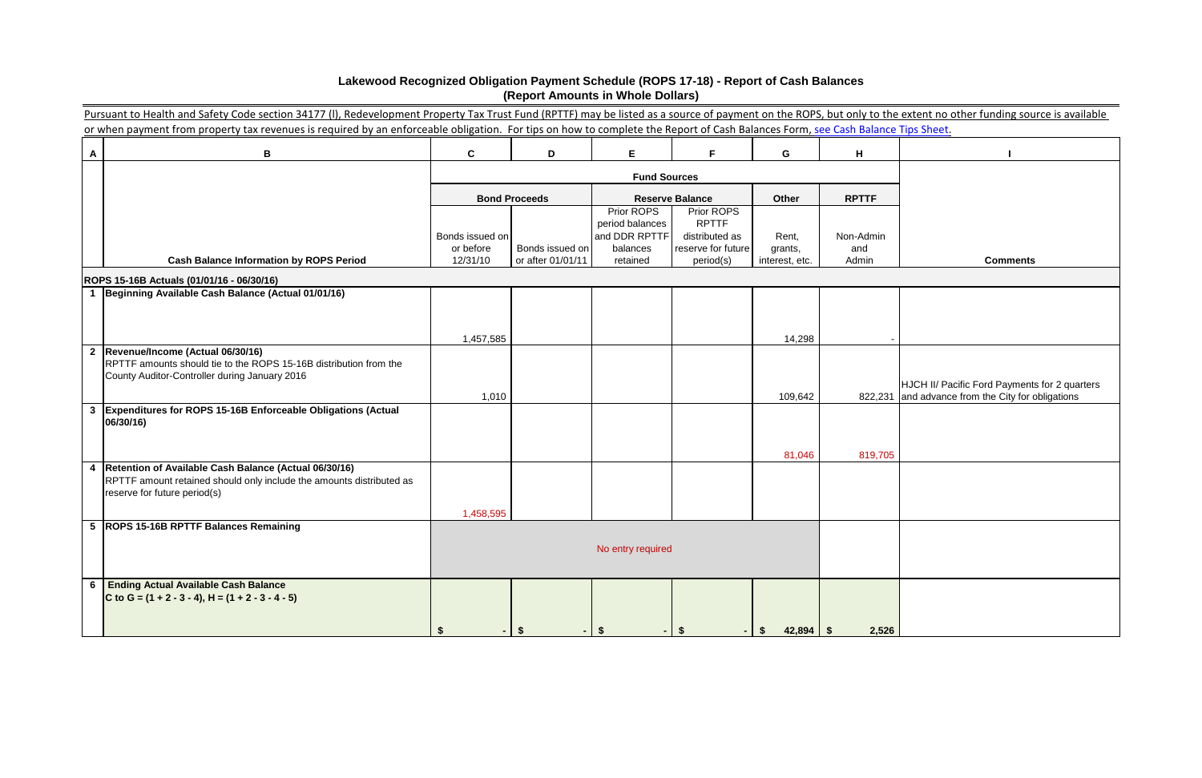# Lakewood Recognized Obligation Payment Schedule (ROPS 17-18) - Report of Cash Balances
## (Report Amounts in Whole Dollars)

Pursuant to Health and Safety Code section 34177 (l), Redevelopment Property Tax Trust Fund (RPTTF) may be listed as a source of payment on the ROPS, but only to the extent no other funding source is available or when payment from property tax revenues is required by an enforceable obligation. For tips on how to complete the Report of Cash Balances Form, see Cash Balance Tips Sheet.

| A | B | C | D | E | F | G | H | I |
|---|---|---|---|---|---|---|---|---|
| | | Fund Sources | | | | | | |
| | | Bond Proceeds | | Reserve Balance | | Other | RPTTF | |
| | Cash Balance Information by ROPS Period | Bonds issued on or before 12/31/10 | Bonds issued on or after 01/01/11 | Prior ROPS period balances and DDR RPTTF balances retained | Prior ROPS RPTTF distributed as reserve for future period(s) | Rent, grants, interest, etc. | Non-Admin and Admin | Comments |
| | **ROPS 15-16B Actuals (01/01/16 - 06/30/16)** | | | | | | | |
| 1 | **Beginning Available Cash Balance (Actual 01/01/16)** | 1,457,585 | | | | 14,298 | - | |
| 2 | **Revenue/Income (Actual 06/30/16)** RPTTF amounts should tie to the ROPS 15-16B distribution from the County Auditor-Controller during January 2016 | 1,010 | | | | 109,642 | 822,231 | HJCH II/ Pacific Ford Payments for 2 quarters and advance from the City for obligations |
| 3 | **Expenditures for ROPS 15-16B Enforceable Obligations (Actual 06/30/16)** | | | | | 81,046 | 819,705 | |
| 4 | **Retention of Available Cash Balance (Actual 06/30/16)** RPTTF amount retained should only include the amounts distributed as reserve for future period(s) | 1,458,595 | | | | | | |
| 5 | **ROPS 15-16B RPTTF Balances Remaining** | No entry required | | | | | | |
| 6 | **Ending Actual Available Cash Balance** **C to G = (1 + 2 - 3 - 4), H = (1 + 2 - 3 - 4 - 5)** | $ - | $ - | $ - | $ - | $ 42,894 | $ 2,526 | |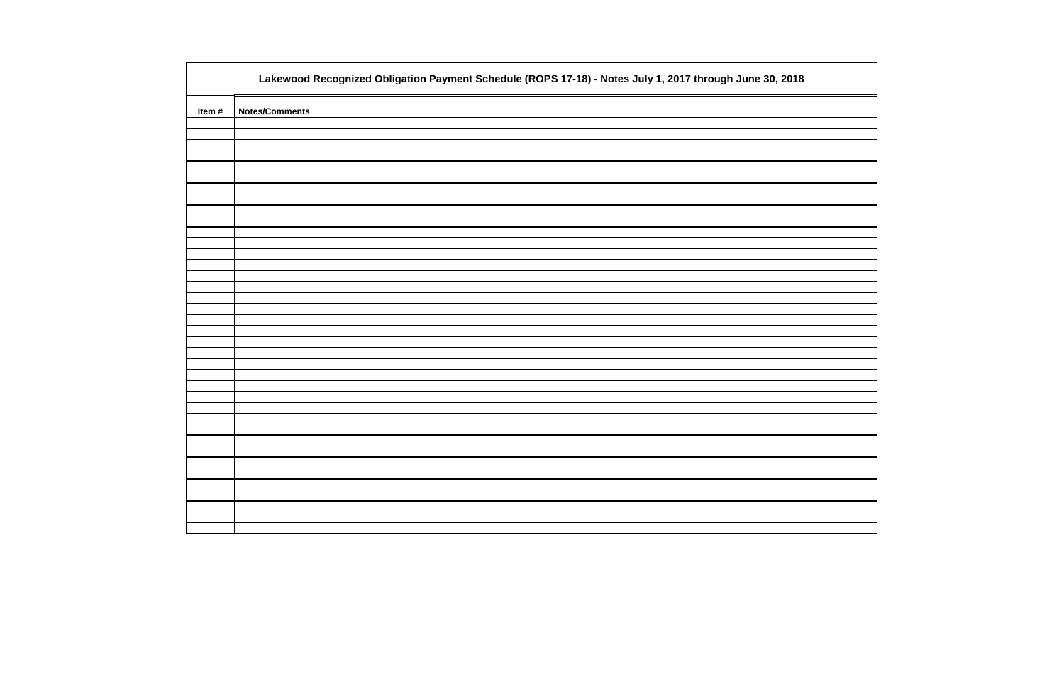| Lakewood Recognized Obligation Payment Schedule (ROPS 17-18) - Notes July 1, 2017 through June 30, 2018 | |
|---|---|
| Item # | Notes/Comments |
| | |
| | |
| | |
| | |
| | |
| | |
| | |
| | |
| | |
| | |
| | |
| | |
| | |
| | |
| | |
| | |
| | |
| | |
| | |
| | |
| | |
| | |
| | |
| | |
| | |
| | |
| | |
| | |
| | |
| | |
| | |
| | |
| | |
| | |
| | |
| | |
| | |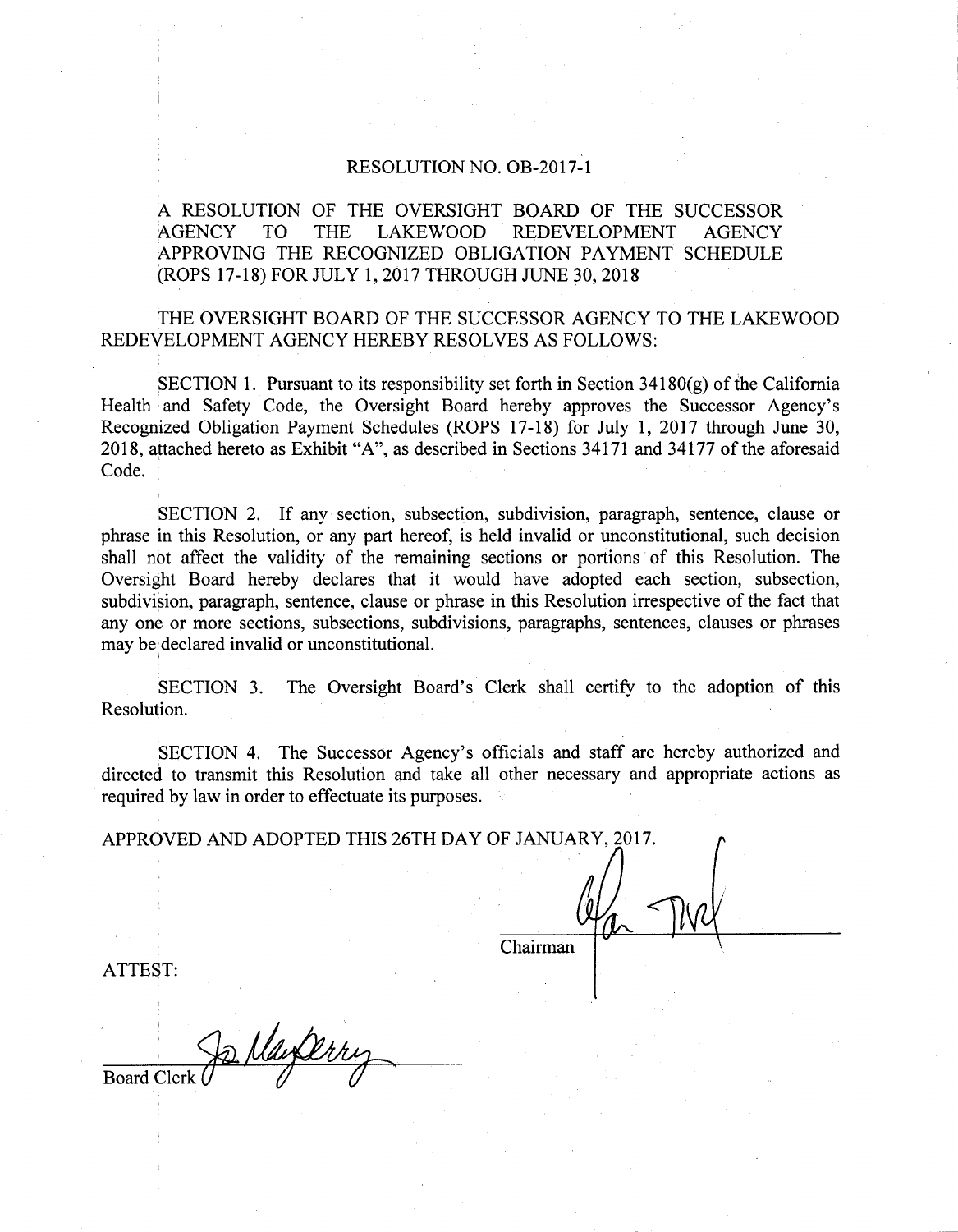# RESOLUTION NO. OB-2017-1

A RESOLUTION OF THE OVERSIGHT BOARD OF THE SUCCESSOR AGENCY TO THE LAKEWOOD REDEVELOPMENT AGENCY APPROVING THE RECOGNIZED OBLIGATION PAYMENT SCHEDULE (ROPS 17-18) FOR JULY 1, 2017 THROUGH JUNE 30, 2018

THE OVERSIGHT BOARD OF THE SUCCESSOR AGENCY TO THE LAKEWOOD REDEVELOPMENT AGENCY HEREBY RESOLVES AS FOLLOWS:

SECTION 1. Pursuant to its responsibility set forth in Section 34180(g) of the California Health and Safety Code, the Oversight Board hereby approves the Successor Agency's Recognized Obligation Payment Schedules (ROPS 17-18) for July 1, 2017 through June 30, 2018, attached hereto as Exhibit "A", as described in Sections 34171 and 34177 of the aforesaid Code.

SECTION 2. If any section, subsection, subdivision, paragraph, sentence, clause or phrase in this Resolution, or any part hereof, is held invalid or unconstitutional, such decision shall not affect the validity of the remaining sections or portions of this Resolution. The Oversight Board hereby declares that it would have adopted each section, subsection, subdivision, paragraph, sentence, clause or phrase in this Resolution irrespective of the fact that any one or more sections, subsections, subdivisions, paragraphs, sentences, clauses or phrases may be declared invalid or unconstitutional.

SECTION 3. The Oversight Board's Clerk shall certify to the adoption of this Resolution.

SECTION 4. The Successor Agency's officials and staff are hereby authorized and directed to transmit this Resolution and take all other necessary and appropriate actions as required by law in order to effectuate its purposes.

APPROVED AND ADOPTED THIS 26TH DAY OF JANUARY, 2017.

Chairman

ATTEST:

Board Clerk